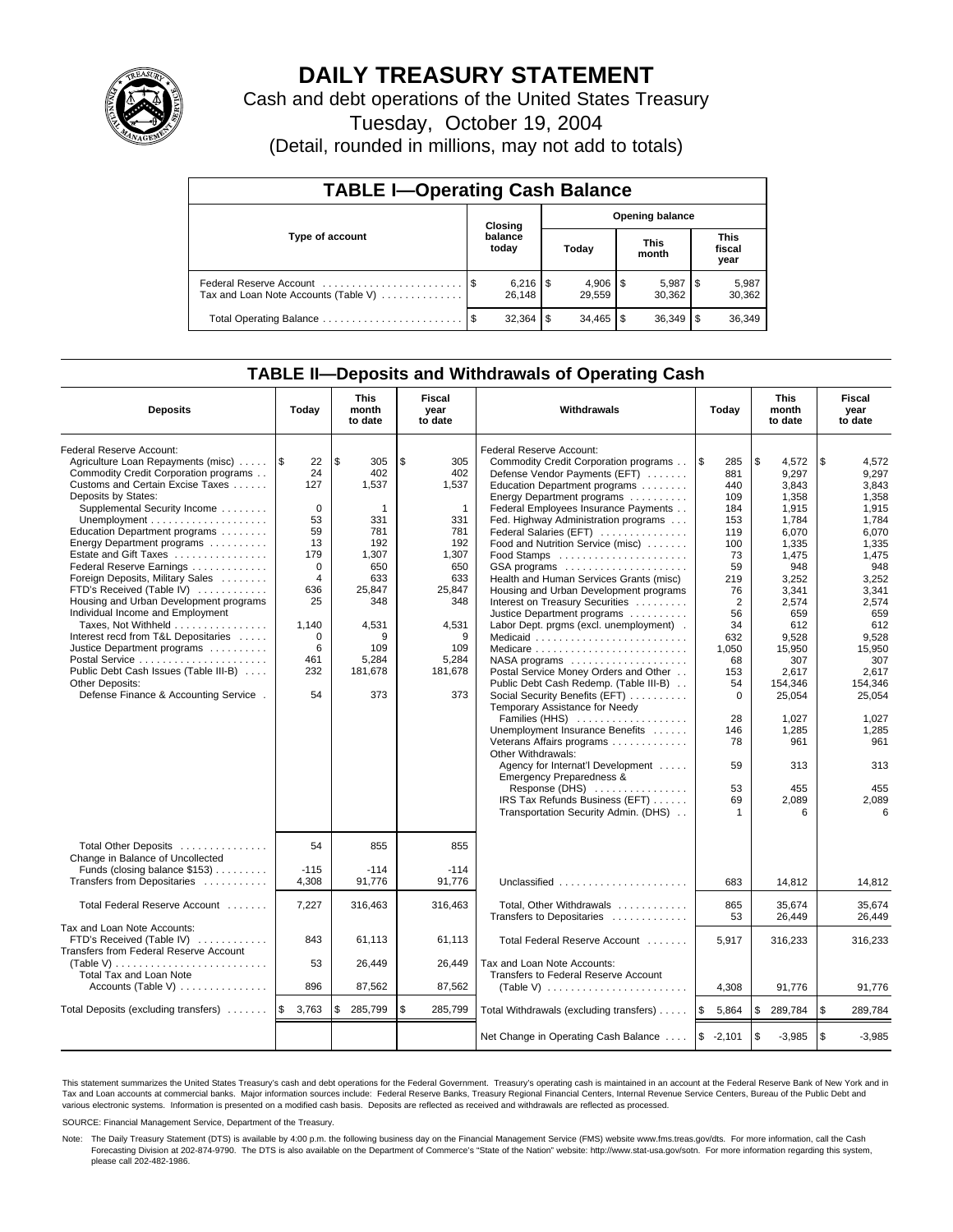# DAILY TREASURY STATEMENT

Cash and debt operations of the United States Treasury

Tuesday, October 19, 2004

(Detail, rounded in millions, may not add to totals)

## TABLE I—Operating Cash Balance

| Type of account | Closing balance today | Opening balance Today | Opening balance This month | Opening balance This fiscal year |
|---|---|---|---|---|
| Federal Reserve Account | $ 6,216 | $ 4,906 | $ 5,987 | $ 5,987 |
| Tax and Loan Note Accounts (Table V) | 26,148 | 29,559 | 30,362 | 30,362 |
| Total Operating Balance | $ 32,364 | $ 34,465 | $ 36,349 | $ 36,349 |

## TABLE II—Deposits and Withdrawals of Operating Cash

| Deposits | Today | This month to date | Fiscal year to date |
|---|---|---|---|
| Federal Reserve Account: | | | |
| Agriculture Loan Repayments (misc) | $ 22 | $ 305 | $ 305 |
| Commodity Credit Corporation programs | 24 | 402 | 402 |
| Customs and Certain Excise Taxes | 127 | 1,537 | 1,537 |
| Deposits by States: | | | |
| Supplemental Security Income | 0 | 1 | 1 |
| Unemployment | 53 | 331 | 331 |
| Education Department programs | 59 | 781 | 781 |
| Energy Department programs | 13 | 192 | 192 |
| Estate and Gift Taxes | 179 | 1,307 | 1,307 |
| Federal Reserve Earnings | 0 | 650 | 650 |
| Foreign Deposits, Military Sales | 4 | 633 | 633 |
| FTD's Received (Table IV) | 636 | 25,847 | 25,847 |
| Housing and Urban Development programs | 25 | 348 | 348 |
| Individual Income and Employment Taxes, Not Withheld | 1,140 | 4,531 | 4,531 |
| Interest recd from T&L Depositaries | 0 | 9 | 9 |
| Justice Department programs | 6 | 109 | 109 |
| Postal Service | 461 | 5,284 | 5,284 |
| Public Debt Cash Issues (Table III-B) | 232 | 181,678 | 181,678 |
| Other Deposits: | | | |
| Defense Finance & Accounting Service | 54 | 373 | 373 |
| Total Other Deposits | 54 | 855 | 855 |
| Change in Balance of Uncollected Funds (closing balance $153) | -115 | -114 | -114 |
| Transfers from Depositaries | 4,308 | 91,776 | 91,776 |
| Total Federal Reserve Account | 7,227 | 316,463 | 316,463 |
| Tax and Loan Note Accounts: | | | |
| FTD's Received (Table IV) | 843 | 61,113 | 61,113 |
| Transfers from Federal Reserve Account (Table V) | 53 | 26,449 | 26,449 |
| Total Tax and Loan Note Accounts (Table V) | 896 | 87,562 | 87,562 |
| Total Deposits (excluding transfers) | $ 3,763 | $ 285,799 | $ 285,799 |

| Withdrawals | Today | This month to date | Fiscal year to date |
|---|---|---|---|
| Federal Reserve Account: | | | |
| Commodity Credit Corporation programs | $ 285 | $ 4,572 | $ 4,572 |
| Defense Vendor Payments (EFT) | 881 | 9,297 | 9,297 |
| Education Department programs | 440 | 3,843 | 3,843 |
| Energy Department programs | 109 | 1,358 | 1,358 |
| Federal Employees Insurance Payments | 184 | 1,915 | 1,915 |
| Fed. Highway Administration programs | 153 | 1,784 | 1,784 |
| Federal Salaries (EFT) | 119 | 6,070 | 6,070 |
| Food and Nutrition Service (misc) | 100 | 1,335 | 1,335 |
| Food Stamps | 73 | 1,475 | 1,475 |
| GSA programs | 59 | 948 | 948 |
| Health and Human Services Grants (misc) | 219 | 3,252 | 3,252 |
| Housing and Urban Development programs | 76 | 3,341 | 3,341 |
| Interest on Treasury Securities | 2 | 2,574 | 2,574 |
| Justice Department programs | 56 | 659 | 659 |
| Labor Dept. prgms (excl. unemployment) | 34 | 612 | 612 |
| Medicaid | 632 | 9,528 | 9,528 |
| Medicare | 1,050 | 15,950 | 15,950 |
| NASA programs | 68 | 307 | 307 |
| Postal Service Money Orders and Other | 153 | 2,617 | 2,617 |
| Public Debt Cash Redemp. (Table III-B) | 54 | 154,346 | 154,346 |
| Social Security Benefits (EFT) | 0 | 25,054 | 25,054 |
| Temporary Assistance for Needy Families (HHS) | 28 | 1,027 | 1,027 |
| Unemployment Insurance Benefits | 146 | 1,285 | 1,285 |
| Veterans Affairs programs | 78 | 961 | 961 |
| Other Withdrawals: | | | |
| Agency for Internat'l Development | 59 | 313 | 313 |
| Emergency Preparedness & Response (DHS) | 53 | 455 | 455 |
| IRS Tax Refunds Business (EFT) | 69 | 2,089 | 2,089 |
| Transportation Security Admin. (DHS) | 1 | 6 | 6 |
| Unclassified | 683 | 14,812 | 14,812 |
| Total, Other Withdrawals | 865 | 35,674 | 35,674 |
| Transfers to Depositaries | 53 | 26,449 | 26,449 |
| Total Federal Reserve Account | 5,917 | 316,233 | 316,233 |
| Tax and Loan Note Accounts: | | | |
| Transfers to Federal Reserve Account (Table V) | 4,308 | 91,776 | 91,776 |
| Total Withdrawals (excluding transfers) | $ 5,864 | $ 289,784 | $ 289,784 |
| Net Change in Operating Cash Balance | $ -2,101 | $ -3,985 | $ -3,985 |

This statement summarizes the United States Treasury's cash and debt operations for the Federal Government. Treasury's operating cash is maintained in an account at the Federal Reserve Bank of New York and in Tax and Loan accounts at commercial banks. Major information sources include: Federal Reserve Banks, Treasury Regional Financial Centers, Internal Revenue Service Centers, Bureau of the Public Debt and various electronic systems. Information is presented on a modified cash basis. Deposits are reflected as received and withdrawals are reflected as processed.

SOURCE: Financial Management Service, Department of the Treasury.

Note: The Daily Treasury Statement (DTS) is available by 4:00 p.m. the following business day on the Financial Management Service (FMS) website www.fms.treas.gov/dts. For more information, call the Cash Forecasting Division at 202-874-9790. The DTS is also available on the Department of Commerce's "State of the Nation" website: http://www.stat-usa.gov/sotn. For more information regarding this system, please call 202-482-1986.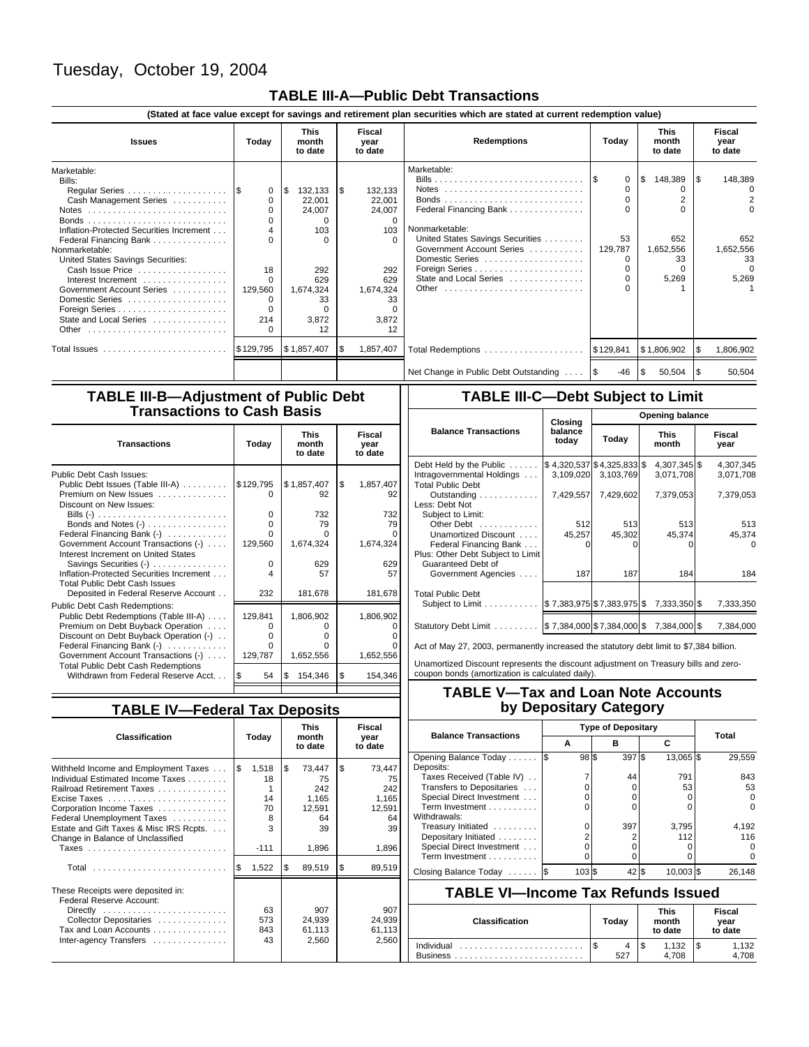Tuesday, October 19, 2004

## TABLE III-A—Public Debt Transactions

(Stated at face value except for savings and retirement plan securities which are stated at current redemption value)

| Issues | Today | This month to date | Fiscal year to date |
|---|---|---|---|
| Marketable: | | | |
| Bills: | | | |
| Regular Series | $ 0 | $ 132,133 | $ 132,133 |
| Cash Management Series | 0 | 22,001 | 22,001 |
| Notes | 0 | 24,007 | 24,007 |
| Bonds | 0 | 0 | 0 |
| Inflation-Protected Securities Increment | 4 | 103 | 103 |
| Federal Financing Bank | 0 | 0 | 0 |
| Nonmarketable: | | | |
| United States Savings Securities: | | | |
| Cash Issue Price | 18 | 292 | 292 |
| Interest Increment | 0 | 629 | 629 |
| Government Account Series | 129,560 | 1,674,324 | 1,674,324 |
| Domestic Series | 0 | 33 | 33 |
| Foreign Series | 0 | 0 | 0 |
| State and Local Series | 214 | 3,872 | 3,872 |
| Other | 0 | 12 | 12 |
| Total Issues | $129,795 | $1,857,407 | $ 1,857,407 |

| Redemptions | Today | This month to date | Fiscal year to date |
|---|---|---|---|
| Marketable: | | | |
| Bills | $ 0 | $ 148,389 | $ 148,389 |
| Notes | 0 | 0 | 0 |
| Bonds | 0 | 2 | 2 |
| Federal Financing Bank | 0 | 0 | 0 |
| Nonmarketable: | | | |
| United States Savings Securities | 53 | 652 | 652 |
| Government Account Series | 129,787 | 1,652,556 | 1,652,556 |
| Domestic Series | 0 | 33 | 33 |
| Foreign Series | 0 | 0 | 0 |
| State and Local Series | 0 | 5,269 | 5,269 |
| Other | 0 | 1 | 1 |
| Total Redemptions | $129,841 | $1,806,902 | $ 1,806,902 |
| Net Change in Public Debt Outstanding | $ -46 | $ 50,504 | $ 50,504 |

## TABLE III-B—Adjustment of Public Debt Transactions to Cash Basis

| Transactions | Today | This month to date | Fiscal year to date |
|---|---|---|---|
| Public Debt Cash Issues: | | | |
| Public Debt Issues (Table III-A) | $129,795 | $1,857,407 | $ 1,857,407 |
| Premium on New Issues | 0 | 92 | 92 |
| Discount on New Issues: | | | |
| Bills (-) | 0 | 732 | 732 |
| Bonds and Notes (-) | 0 | 79 | 79 |
| Federal Financing Bank (-) | 0 | 0 | 0 |
| Government Account Transactions (-) | 129,560 | 1,674,324 | 1,674,324 |
| Interest Increment on United States Savings Securities (-) | 0 | 629 | 629 |
| Inflation-Protected Securities Increment | 4 | 57 | 57 |
| Total Public Debt Cash Issues Deposited in Federal Reserve Account | 232 | 181,678 | 181,678 |
| Public Debt Cash Redemptions: | | | |
| Public Debt Redemptions (Table III-A) | 129,841 | 1,806,902 | 1,806,902 |
| Premium on Debt Buyback Operation | 0 | 0 | 0 |
| Discount on Debt Buyback Operation (-) | 0 | 0 | 0 |
| Federal Financing Bank (-) | 0 | 0 | 0 |
| Government Account Transactions (-) | 129,787 | 1,652,556 | 1,652,556 |
| Total Public Debt Cash Redemptions Withdrawn from Federal Reserve Acct. | $ 54 | $ 154,346 | $ 154,346 |

## TABLE III-C—Debt Subject to Limit

| Balance Transactions | Closing balance today | Opening balance Today | Opening balance This month | Opening balance Fiscal year |
|---|---|---|---|---|
| Debt Held by the Public | $ 4,320,537 | $ 4,325,833 | $ 4,307,345 | $ 4,307,345 |
| Intragovernmental Holdings | 3,109,020 | 3,103,769 | 3,071,708 | 3,071,708 |
| Total Public Debt Outstanding | 7,429,557 | 7,429,602 | 7,379,053 | 7,379,053 |
| Less: Debt Not Subject to Limit: | | | | |
| Other Debt | 512 | 513 | 513 | 513 |
| Unamortized Discount | 45,257 | 45,302 | 45,374 | 45,374 |
| Federal Financing Bank | 0 | 0 | 0 | 0 |
| Plus: Other Debt Subject to Limit Guaranteed Debt of Government Agencies | 187 | 187 | 184 | 184 |
| Total Public Debt Subject to Limit | $ 7,383,975 | $ 7,383,975 | $ 7,333,350 | $ 7,333,350 |
| Statutory Debt Limit | $ 7,384,000 | $ 7,384,000 | $ 7,384,000 | $ 7,384,000 |

Act of May 27, 2003, permanently increased the statutory debt limit to $7,384 billion.

Unamortized Discount represents the discount adjustment on Treasury bills and zero-coupon bonds (amortization is calculated daily).

## TABLE IV—Federal Tax Deposits

| Classification | Today | This month to date | Fiscal year to date |
|---|---|---|---|
| Withheld Income and Employment Taxes | $ 1,518 | $ 73,447 | $ 73,447 |
| Individual Estimated Income Taxes | 18 | 75 | 75 |
| Railroad Retirement Taxes | 1 | 242 | 242 |
| Excise Taxes | 14 | 1,165 | 1,165 |
| Corporation Income Taxes | 70 | 12,591 | 12,591 |
| Federal Unemployment Taxes | 8 | 64 | 64 |
| Estate and Gift Taxes & Misc IRS Rcpts. | 3 | 39 | 39 |
| Change in Balance of Unclassified Taxes | -111 | 1,896 | 1,896 |
| Total | $ 1,522 | $ 89,519 | $ 89,519 |
| These Receipts were deposited in: | | | |
| Federal Reserve Account: | | | |
| Directly | 63 | 907 | 907 |
| Collector Depositaries | 573 | 24,939 | 24,939 |
| Tax and Loan Accounts | 843 | 61,113 | 61,113 |
| Inter-agency Transfers | 43 | 2,560 | 2,560 |

## TABLE V—Tax and Loan Note Accounts by Depositary Category

| Balance Transactions | Type of Depositary A | Type of Depositary B | Type of Depositary C | Total |
|---|---|---|---|---|
| Opening Balance Today | $ 98 | $ 397 | $ 13,065 | $ 29,559 |
| Deposits: | | | | |
| Taxes Received (Table IV) | 7 | 44 | 791 | 843 |
| Transfers to Depositaries | 0 | 0 | 53 | 53 |
| Special Direct Investment | 0 | 0 | 0 | 0 |
| Term Investment | 0 | 0 | 0 | 0 |
| Withdrawals: | | | | |
| Treasury Initiated | 0 | 397 | 3,795 | 4,192 |
| Depositary Initiated | 2 | 2 | 112 | 116 |
| Special Direct Investment | 0 | 0 | 0 | 0 |
| Term Investment | 0 | 0 | 0 | 0 |
| Closing Balance Today | $ 103 | $ 42 | $ 10,003 | $ 26,148 |

## TABLE VI—Income Tax Refunds Issued

| Classification | Today | This month to date | Fiscal year to date |
|---|---|---|---|
| Individual | $ 4 | $ 1,132 | $ 1,132 |
| Business | 527 | 4,708 | 4,708 |